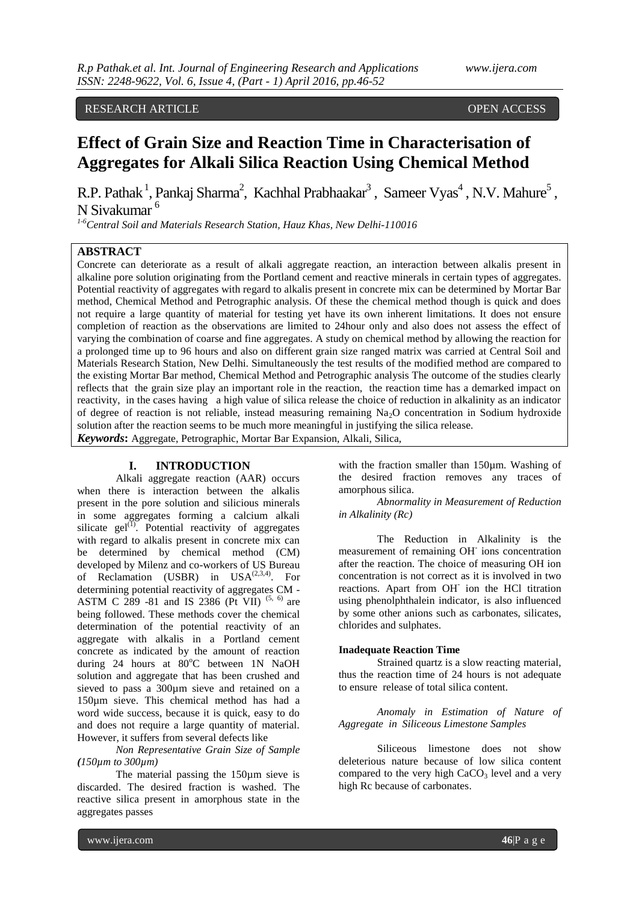RESEARCH ARTICLE OPEN ACCESS

# Effect of Grain Size and Reaction Time in Characterisation of Aggregates for Alkali Silica Reaction Using Chemical Method

R.P. Pathak [1], Pankaj Sharma[2], Kachhal Prabhaakar[3], Sameer Vyas[4], N.V. Mahure[5], N Sivakumar [6]

[1-6]Central Soil and Materials Research Station, Hauz Khas, New Delhi-110016

## ABSTRACT

Concrete can deteriorate as a result of alkali aggregate reaction, an interaction between alkalis present in alkaline pore solution originating from the Portland cement and reactive minerals in certain types of aggregates. Potential reactivity of aggregates with regard to alkalis present in concrete mix can be determined by Mortar Bar method, Chemical Method and Petrographic analysis. Of these the chemical method though is quick and does not require a large quantity of material for testing yet have its own inherent limitations. It does not ensure completion of reaction as the observations are limited to 24hour only and also does not assess the effect of varying the combination of coarse and fine aggregates. A study on chemical method by allowing the reaction for a prolonged time up to 96 hours and also on different grain size ranged matrix was carried at Central Soil and Materials Research Station, New Delhi. Simultaneously the test results of the modified method are compared to the existing Mortar Bar method, Chemical Method and Petrographic analysis The outcome of the studies clearly reflects that the grain size play an important role in the reaction, the reaction time has a demarked impact on reactivity, in the cases having a high value of silica release the choice of reduction in alkalinity as an indicator of degree of reaction is not reliable, instead measuring remaining $Na_2O$ concentration in Sodium hydroxide solution after the reaction seems to be much more meaningful in justifying the silica release.

***Keywords*:** Aggregate, Petrographic, Mortar Bar Expansion, Alkali, Silica,

## I. INTRODUCTION

Alkali aggregate reaction (AAR) occurs when there is interaction between the alkalis present in the pore solution and silicious minerals in some aggregates forming a calcium alkali silicate gel[1]. Potential reactivity of aggregates with regard to alkalis present in concrete mix can be determined by chemical method (CM) developed by Milenz and co-workers of US Bureau of Reclamation (USBR) in USA[2,3,4]. For determining potential reactivity of aggregates CM - ASTM C 289 -81 and IS 2386 (Pt VII) [5, 6] are being followed. These methods cover the chemical determination of the potential reactivity of an aggregate with alkalis in a Portland cement concrete as indicated by the amount of reaction during 24 hours at 80°C between 1N NaOH solution and aggregate that has been crushed and sieved to pass a 300µm sieve and retained on a 150µm sieve. This chemical method has had a word wide success, because it is quick, easy to do and does not require a large quantity of material. However, it suffers from several defects like

*Non Representative Grain Size of Sample (150µm to 300µm)*

The material passing the 150µm sieve is discarded. The desired fraction is washed. The reactive silica present in amorphous state in the aggregates passes with the fraction smaller than 150µm. Washing of the desired fraction removes any traces of amorphous silica.

*Abnormality in Measurement of Reduction in Alkalinity (Rc)*

The Reduction in Alkalinity is the measurement of remaining $OH^-$ ions concentration after the reaction. The choice of measuring OH ion concentration is not correct as it is involved in two reactions. Apart from $OH^-$ ion the HCl titration using phenolphthalein indicator, is also influenced by some other anions such as carbonates, silicates, chlorides and sulphates.

**Inadequate Reaction Time**

Strained quartz is a slow reacting material, thus the reaction time of 24 hours is not adequate to ensure release of total silica content.

*Anomaly in Estimation of Nature of Aggregate in Siliceous Limestone Samples*

Siliceous limestone does not show deleterious nature because of low silica content compared to the very high $CaCO_3$ level and a very high Rc because of carbonates.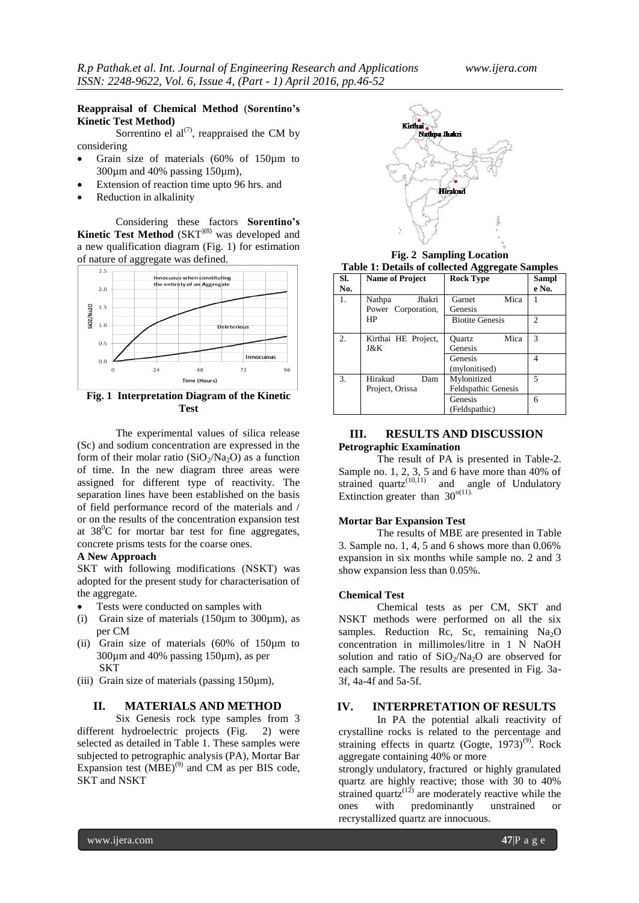**Reappraisal of Chemical Method (Sorentino's Kinetic Test Method)**

Sorrentino el al[7], reappraised the CM by considering

- Grain size of materials (60% of 150µm to 300µm and 40% passing 150µm),
- Extension of reaction time upto 96 hrs. and
- Reduction in alkalinity

Considering these factors **Sorentino's Kinetic Test Method** (SKT)[8] was developed and a new qualification diagram (Fig. 1) for estimation of nature of aggregate was defined.

**Fig. 1 Interpretation Diagram of the Kinetic Test**

The experimental values of silica release (Sc) and sodium concentration are expressed in the form of their molar ratio ($SiO_2/Na_2O$) as a function of time. In the new diagram three areas were assigned for different type of reactivity. The separation lines have been established on the basis of field performance record of the materials and / or on the results of the concentration expansion test at $38^0$C for mortar bar test for fine aggregates, concrete prisms tests for the coarse ones.

**A New Approach**

SKT with following modifications (NSKT) was adopted for the present study for characterisation of the aggregate.

- Tests were conducted on samples with

(i) Grain size of materials (150µm to 300µm), as per CM

(ii) Grain size of materials (60% of 150µm to 300µm and 40% passing 150µm), as per SKT

(iii) Grain size of materials (passing 150µm),

## II. MATERIALS AND METHOD

Six Genesis rock type samples from 3 different hydroelectric projects (Fig. 2) were selected as detailed in Table 1. These samples were subjected to petrographic analysis (PA), Mortar Bar Expansion test (MBE)[9] and CM as per BIS code, SKT and NSKT

**Fig. 2 Sampling Location**

**Table 1: Details of collected Aggregate Samples**

| Sl. No. | Name of Project | Rock Type | Sample No. |
|---|---|---|---|
| 1. | Nathpa Jhakri Power Corporation, HP | Garnet Mica Genesis | 1 |
| | | Biotite Genesis | 2 |
| 2. | Kirthai HE Project, J&K | Quartz Mica Genesis | 3 |
| | | Genesis (mylonitised) | 4 |
| 3. | Hirakud Dam Project, Orissa | Mylonitized Feldspathic Genesis | 5 |
| | | Genesis (Feldspathic) | 6 |

## III. RESULTS AND DISCUSSION

**Petrographic Examination**

The result of PA is presented in Table-2. Sample no. 1, 2, 3, 5 and 6 have more than 40% of strained quartz[10,11] and angle of Undulatory Extinction greater than $30^{o}$[11].

**Mortar Bar Expansion Test**

The results of MBE are presented in Table 3. Sample no. 1, 4, 5 and 6 shows more than 0.06% expansion in six months while sample no. 2 and 3 show expansion less than 0.05%.

**Chemical Test**

Chemical tests as per CM, SKT and NSKT methods were performed on all the six samples. Reduction Rc, Sc, remaining $Na_2O$ concentration in millimoles/litre in 1 N NaOH solution and ratio of $SiO_2/Na_2O$ are observed for each sample. The results are presented in Fig. 3a-3f, 4a-4f and 5a-5f.

## IV. INTERPRETATION OF RESULTS

In PA the potential alkali reactivity of crystalline rocks is related to the percentage and straining effects in quartz (Gogte, 1973)[9]. Rock aggregate containing 40% or more strongly undulatory, fractured or highly granulated quartz are highly reactive; those with 30 to 40% strained quartz[12] are moderately reactive while the ones with predominantly unstrained or recrystallized quartz are innocuous.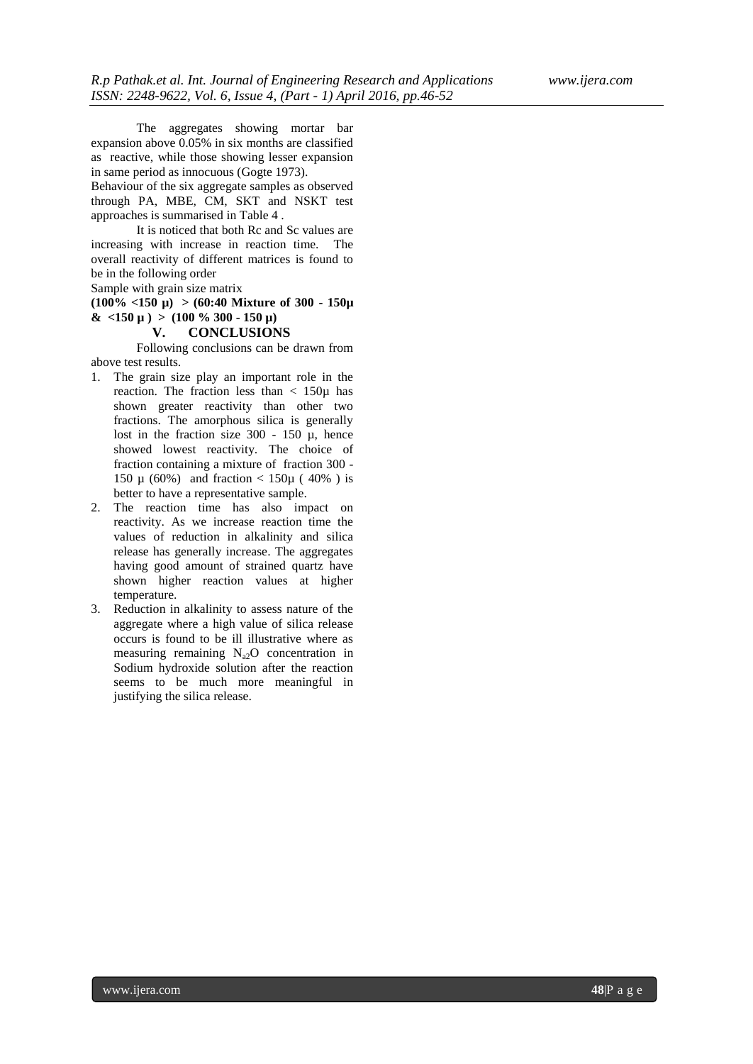The aggregates showing mortar bar expansion above 0.05% in six months are classified as reactive, while those showing lesser expansion in same period as innocuous (Gogte 1973).

Behaviour of the six aggregate samples as observed through PA, MBE, CM, SKT and NSKT test approaches is summarised in Table 4 .

It is noticed that both Rc and Sc values are increasing with increase in reaction time. The overall reactivity of different matrices is found to be in the following order

Sample with grain size matrix

**(100% <150 µ) > (60:40 Mixture of 300 - 150µ & <150 µ ) > (100 % 300 - 150 µ)**

## V. CONCLUSIONS

Following conclusions can be drawn from above test results.

1. The grain size play an important role in the reaction. The fraction less than < 150µ has shown greater reactivity than other two fractions. The amorphous silica is generally lost in the fraction size 300 - 150 µ, hence showed lowest reactivity. The choice of fraction containing a mixture of fraction 300 - 150 µ (60%) and fraction < 150µ ( 40% ) is better to have a representative sample.
2. The reaction time has also impact on reactivity. As we increase reaction time the values of reduction in alkalinity and silica release has generally increase. The aggregates having good amount of strained quartz have shown higher reaction values at higher temperature.
3. Reduction in alkalinity to assess nature of the aggregate where a high value of silica release occurs is found to be ill illustrative where as measuring remaining $N_{a2}O$ concentration in Sodium hydroxide solution after the reaction seems to be much more meaningful in justifying the silica release.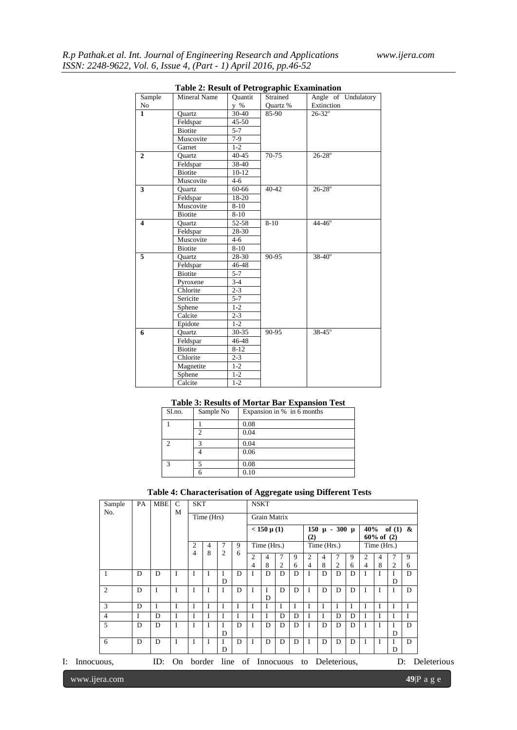**Table 2: Result of Petrographic Examination**

| Sample No | Mineral Name | Quantity % | Strained Quartz % | Angle of Undulatory Extinction |
|---|---|---|---|---|
| **1** | Quartz | 30-40 | 85-90 | 26-32° |
| | Feldspar | 45-50 | | |
| | Biotite | 5-7 | | |
| | Muscovite | 7-9 | | |
| | Garnet | 1-2 | | |
| **2** | Quartz | 40-45 | 70-75 | 26-28° |
| | Feldspar | 38-40 | | |
| | Biotite | 10-12 | | |
| | Muscovite | 4-6 | | |
| **3** | Quartz | 60-66 | 40-42 | 26-28° |
| | Feldspar | 18-20 | | |
| | Muscovite | 8-10 | | |
| | Biotite | 8-10 | | |
| **4** | Quartz | 52-58 | 8-10 | 44-46° |
| | Feldspar | 28-30 | | |
| | Muscovite | 4-6 | | |
| | Biotite | 8-10 | | |
| **5** | Quartz | 28-30 | 90-95 | 38-40° |
| | Feldspar | 46-48 | | |
| | Biotite | 5-7 | | |
| | Pyroxene | 3-4 | | |
| | Chlorite | 2-3 | | |
| | Sericite | 5-7 | | |
| | Sphene | 1-2 | | |
| | Calcite | 2-3 | | |
| | Epidote | 1-2 | | |
| **6** | Quartz | 30-35 | 90-95 | 38-45° |
| | Feldspar | 46-48 | | |
| | Biotite | 8-12 | | |
| | Chlorite | 2-3 | | |
| | Magnetite | 1-2 | | |
| | Sphene | 1-2 | | |
| | Calcite | 1-2 | | |

**Table 3: Results of Mortar Bar Expansion Test**

| Sl.no. | Sample No | Expansion in % in 6 months |
|---|---|---|
| 1 | 1 | 0.08 |
| | 2 | 0.04 |
| 2 | 3 | 0.04 |
| | 4 | 0.06 |
| 3 | 5 | 0.08 |
| | 6 | 0.10 |

**Table 4: Characterisation of Aggregate using Different Tests**

| Sample No. | PA | MBE | CM | SKT | | | | NSKT | | | | | | | | | | | |
|---|---|---|---|---|---|---|---|---|---|---|---|---|---|---|---|---|---|---|---|
| | | | | Time (Hrs) | | | | Grain Matrix | | | | | | | | | | | |
| | | | | | | | | < 150 µ (1) | | | | 150 µ - 300 µ (2) | | | | 40% of (1) & 60% of (2) | | | |
| | | | | 24 | 48 | 72 | 96 | Time (Hrs.) | | | | Time (Hrs.) | | | | Time (Hrs.) | | | |
| | | | | | | | | 24 | 48 | 72 | 96 | 24 | 48 | 72 | 96 | 24 | 48 | 72 | 96 |
| 1 | D | D | I | I | I | ID | D | I | D | D | D | I | D | D | D | I | I | ID | D |
| 2 | D | I | I | I | I | I | D | I | ID | D | D | I | D | D | D | I | I | I | D |
| 3 | D | I | I | I | I | I | I | I | I | I | I | I | I | I | I | I | I | I | I |
| 4 | I | D | I | I | I | I | I | I | I | D | D | I | I | D | D | I | I | I | I |
| 5 | D | D | I | I | I | ID | D | I | D | D | D | I | D | D | D | I | I | ID | D |
| 6 | D | D | I | I | I | ID | D | I | D | D | D | I | D | D | D | I | I | ID | D |

I: Innocuous, ID: On border line of Innocuous to Deleterious, D: Deleterious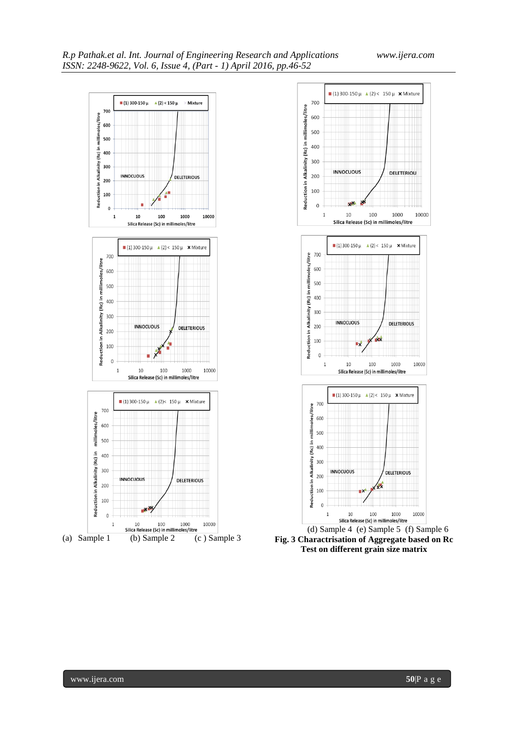(a) Sample 1 (b) Sample 2 (c ) Sample 3

(d) Sample 4 (e) Sample 5 (f) Sample 6

**Fig. 3 Charactrisation of Aggregate based on Rc Test on different grain size matrix**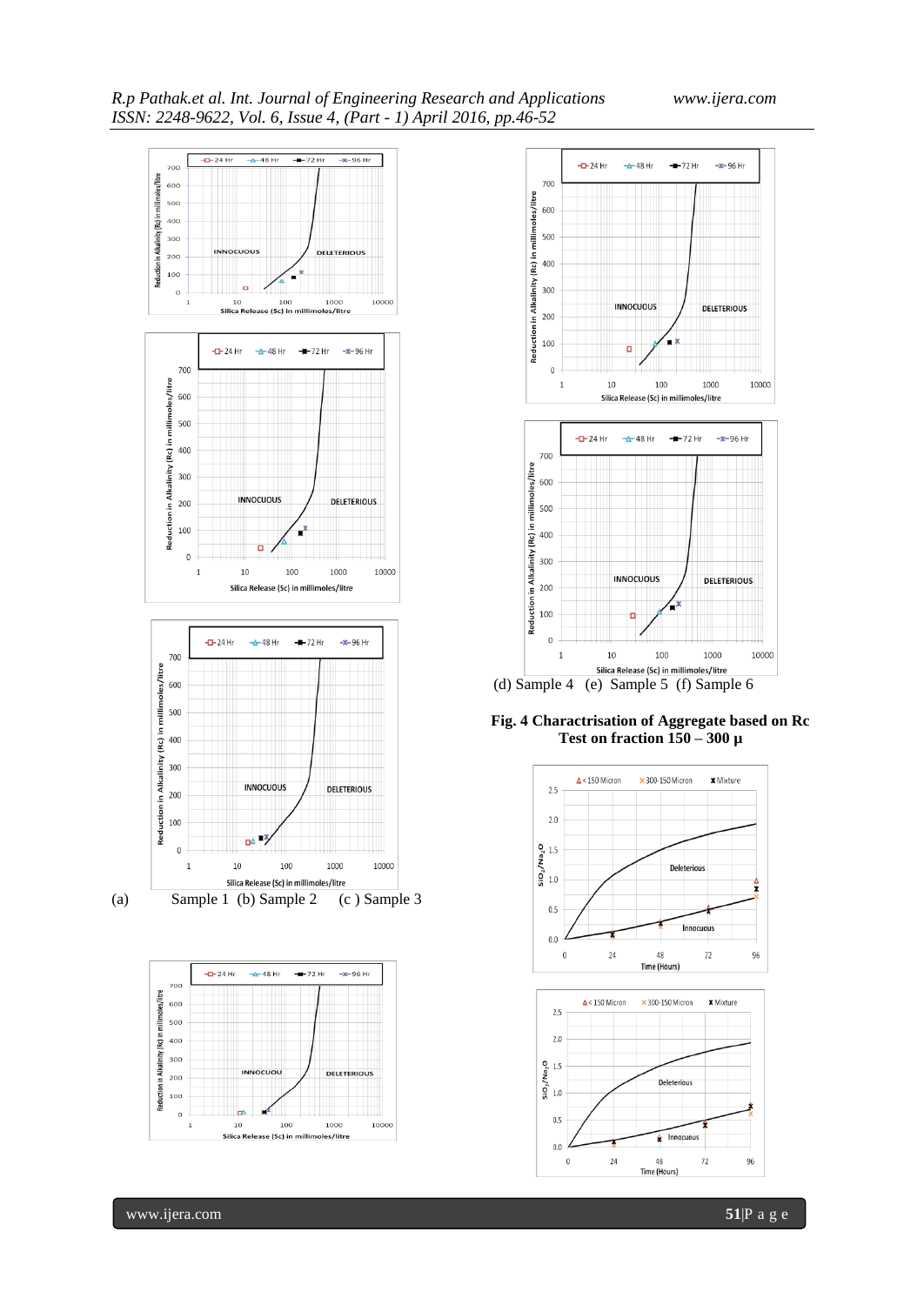(a) Sample 1 (b) Sample 2 (c ) Sample 3

(d) Sample 4 (e) Sample 5 (f) Sample 6

**Fig. 4 Charactrisation of Aggregate based on Rc Test on fraction 150 – 300 µ**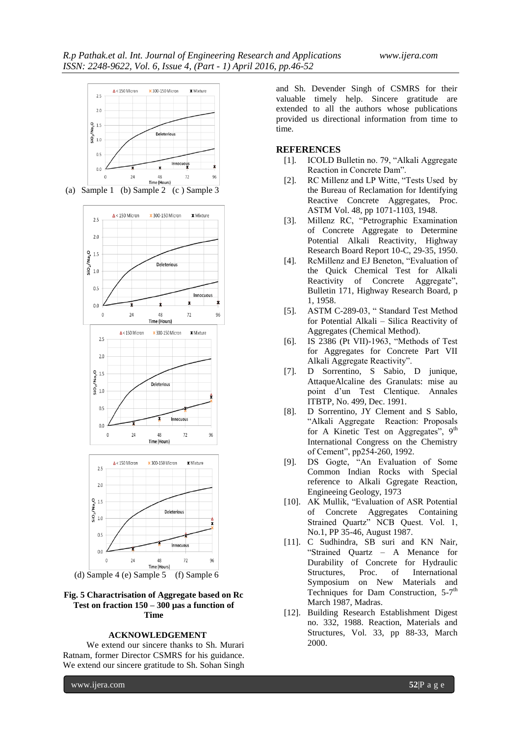△ < 150 Micron × 300-150 Micron ✖ Mixture

2.5

2.0

$SiO_2/Na_2O$ 1.5

1.0

0.5

0.0

0 24 48 72 96

Time (Hours)

Deleterious

Innocuous

(a) Sample 1 (b) Sample 2 (c ) Sample 3

△ < 150 Micron × 300-150 Micron ✖ Mixture

2.5

2.0

$SiO_2/Na_2O$ 1.5

1.0

0.5

0.0

0 24 48 72 96

Time (Hours)

Deleterious

Innocuous

△ < 150 Micron × 300-150 Micron ✖ Mixture

2.5

2.0

$SiO_2/Na_2O$ 1.5

1.0

0.5

0.0

0 24 48 72 96

Time (Hours)

Deleterious

Innocuous

△ < 150 Micron × 300-150 Micron ✖ Mixture

2.5

2.0

$SiO_2/Na_2O$ 1.5

1.0

0.5

0.0

0 24 48 72 96

Time (Hours)

Deleterious

Innocuous

(d) Sample 4 (e) Sample 5 (f) Sample 6

**Fig. 5 Charactrisation of Aggregate based on Rc Test on fraction 150 – 300 µas a function of Time**

## ACKNOWLEDGEMENT

We extend our sincere thanks to Sh. Murari Ratnam, former Director CSMRS for his guidance. We extend our sincere gratitude to Sh. Sohan Singh and Sh. Devender Singh of CSMRS for their valuable timely help. Sincere gratitude are extended to all the authors whose publications provided us directional information from time to time.

## REFERENCES

[1]. ICOLD Bulletin no. 79, "Alkali Aggregate Reaction in Concrete Dam".

[2]. RC Millenz and LP Witte, "Tests Used by the Bureau of Reclamation for Identifying Reactive Concrete Aggregates, Proc. ASTM Vol. 48, pp 1071-1103, 1948.

[3]. Millenz RC, "Petrographic Examination of Concrete Aggregate to Determine Potential Alkali Reactivity, Highway Research Board Report 10-C, 29-35, 1950.

[4]. RcMillenz and EJ Beneton, "Evaluation of the Quick Chemical Test for Alkali Reactivity of Concrete Aggregate", Bulletin 171, Highway Research Board, p 1, 1958.

[5]. ASTM C-289-03, " Standard Test Method for Potential Alkali – Silica Reactivity of Aggregates (Chemical Method).

[6]. IS 2386 (Pt VII)-1963, "Methods of Test for Aggregates for Concrete Part VII Alkali Aggregate Reactivity".

[7]. D Sorrentino, S Sabio, D junique, AttaqueAlcaline des Granulats: mise au point d'un Test Clentique. Annales ITBTP, No. 499, Dec. 1991.

[8]. D Sorrentino, JY Clement and S Sablo, "Alkali Aggregate Reaction: Proposals for A Kinetic Test on Aggregates", 9th International Congress on the Chemistry of Cement", pp254-260, 1992.

[9]. DS Gogte, "An Evaluation of Some Common Indian Rocks with Special reference to Alkali Ggregate Reaction, Engineeing Geology, 1973

[10]. AK Mullik, "Evaluation of ASR Potential of Concrete Aggregates Containing Strained Quartz" NCB Quest. Vol. 1, No.1, PP 35-46, August 1987.

[11]. C Sudhindra, SB suri and KN Nair, "Strained Quartz – A Menance for Durability of Concrete for Hydraulic Structures, Proc. of International Symposium on New Materials and Techniques for Dam Construction, 5-7th March 1987, Madras.

[12]. Building Research Establishment Digest no. 332, 1988. Reaction, Materials and Structures, Vol. 33, pp 88-33, March 2000.